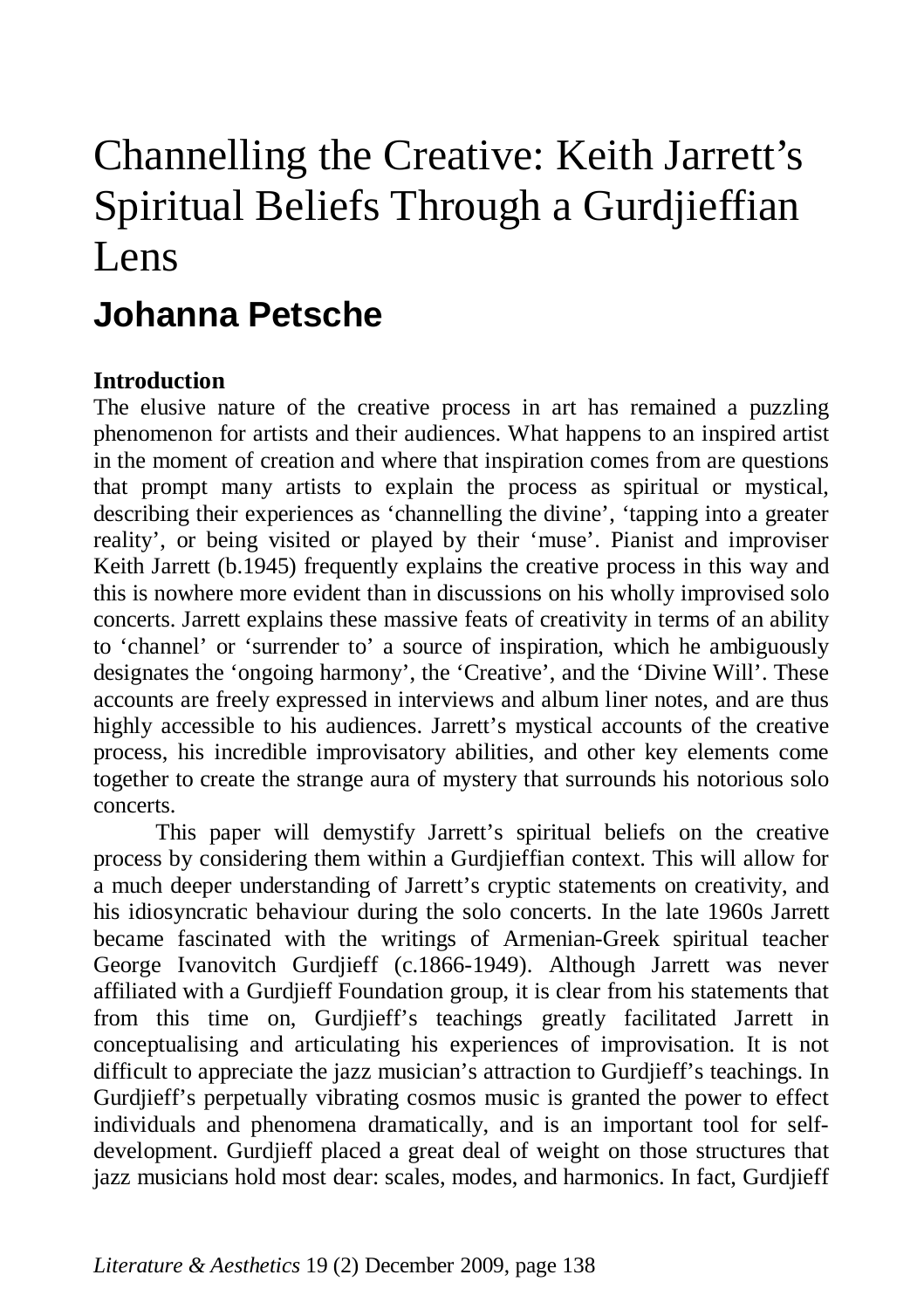# Channelling the Creative: Keith Jarrett's Spiritual Beliefs Through a Gurdjieffian Lens

## Johanna Petsche

### Introduction

The elusive nature of the creative process in art has remained a puzzling phenomenon for artists and their audiences. What happens to an inspired artist in the moment of creation and where that inspiration comes from are questions that prompt many artists to explain the process as spiritual or mystical, describing their experiences as 'channelling the divine', 'tapping into a greater reality', or being visited or played by their 'muse'. Pianist and improviser Keith Jarrett (b.1945) frequently explains the creative process in this way and this is nowhere more evident than in discussions on his wholly improvised solo concerts. Jarrett explains these massive feats of creativity in terms of an ability to 'channel' or 'surrender to' a source of inspiration, which he ambiguously designates the 'ongoing harmony', the 'Creative', and the 'Divine Will'. These accounts are freely expressed in interviews and album liner notes, and are thus highly accessible to his audiences. Jarrett's mystical accounts of the creative process, his incredible improvisatory abilities, and other key elements come together to create the strange aura of mystery that surrounds his notorious solo concerts.

This paper will demystify Jarrett's spiritual beliefs on the creative process by considering them within a Gurdjieffian context. This will allow for a much deeper understanding of Jarrett's cryptic statements on creativity, and his idiosyncratic behaviour during the solo concerts. In the late 1960s Jarrett became fascinated with the writings of Armenian-Greek spiritual teacher George Ivanovitch Gurdjieff (c.1866-1949). Although Jarrett was never affiliated with a Gurdjieff Foundation group, it is clear from his statements that from this time on, Gurdjieff's teachings greatly facilitated Jarrett in conceptualising and articulating his experiences of improvisation. It is not difficult to appreciate the jazz musician's attraction to Gurdjieff's teachings. In Gurdjieff's perpetually vibrating cosmos music is granted the power to effect individuals and phenomena dramatically, and is an important tool for self-development. Gurdjieff placed a great deal of weight on those structures that jazz musicians hold most dear: scales, modes, and harmonics. In fact, Gurdjieff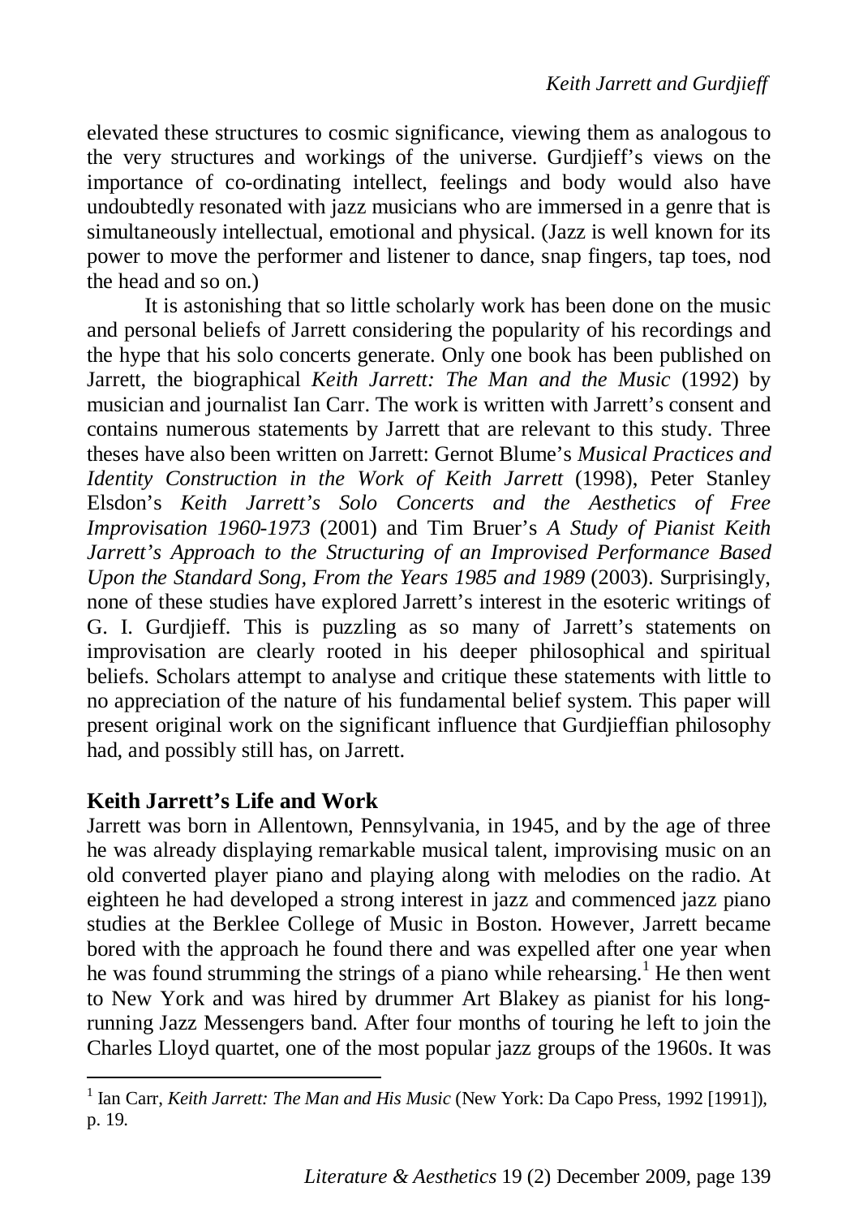elevated these structures to cosmic significance, viewing them as analogous to the very structures and workings of the universe. Gurdjieff's views on the importance of co-ordinating intellect, feelings and body would also have undoubtedly resonated with jazz musicians who are immersed in a genre that is simultaneously intellectual, emotional and physical. (Jazz is well known for its power to move the performer and listener to dance, snap fingers, tap toes, nod the head and so on.)

It is astonishing that so little scholarly work has been done on the music and personal beliefs of Jarrett considering the popularity of his recordings and the hype that his solo concerts generate. Only one book has been published on Jarrett, the biographical *Keith Jarrett: The Man and the Music* (1992) by musician and journalist Ian Carr. The work is written with Jarrett's consent and contains numerous statements by Jarrett that are relevant to this study. Three theses have also been written on Jarrett: Gernot Blume's *Musical Practices and Identity Construction in the Work of Keith Jarrett* (1998), Peter Stanley Elsdon's *Keith Jarrett's Solo Concerts and the Aesthetics of Free Improvisation 1960-1973* (2001) and Tim Bruer's *A Study of Pianist Keith Jarrett's Approach to the Structuring of an Improvised Performance Based Upon the Standard Song, From the Years 1985 and 1989* (2003). Surprisingly, none of these studies have explored Jarrett's interest in the esoteric writings of G. I. Gurdjieff. This is puzzling as so many of Jarrett's statements on improvisation are clearly rooted in his deeper philosophical and spiritual beliefs. Scholars attempt to analyse and critique these statements with little to no appreciation of the nature of his fundamental belief system. This paper will present original work on the significant influence that Gurdjieffian philosophy had, and possibly still has, on Jarrett.

## Keith Jarrett's Life and Work

Jarrett was born in Allentown, Pennsylvania, in 1945, and by the age of three he was already displaying remarkable musical talent, improvising music on an old converted player piano and playing along with melodies on the radio. At eighteen he had developed a strong interest in jazz and commenced jazz piano studies at the Berklee College of Music in Boston. However, Jarrett became bored with the approach he found there and was expelled after one year when he was found strumming the strings of a piano while rehearsing.[1] He then went to New York and was hired by drummer Art Blakey as pianist for his long-running Jazz Messengers band. After four months of touring he left to join the Charles Lloyd quartet, one of the most popular jazz groups of the 1960s. It was

[1] Ian Carr, *Keith Jarrett: The Man and His Music* (New York: Da Capo Press, 1992 [1991]), p. 19.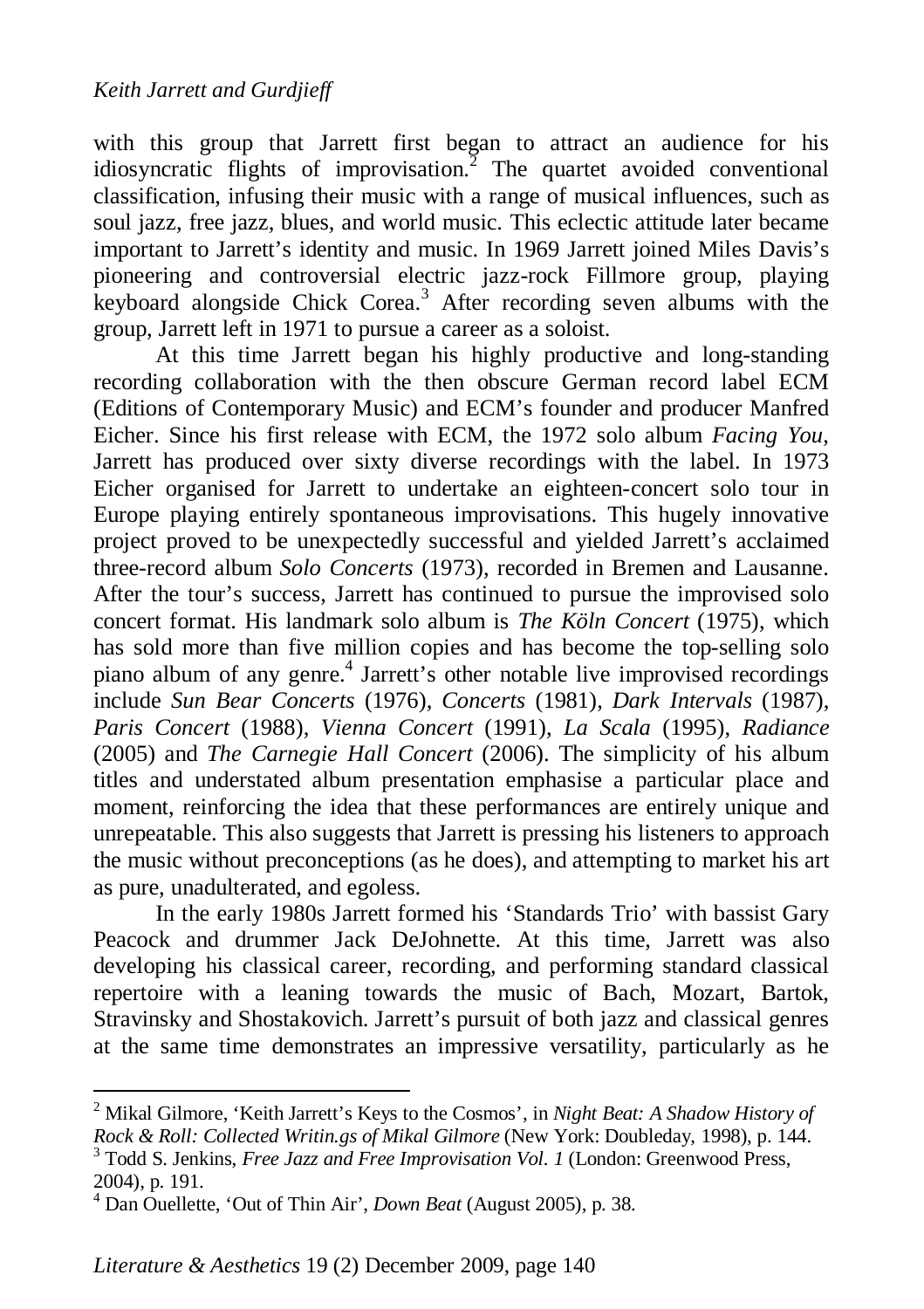with this group that Jarrett first began to attract an audience for his idiosyncratic flights of improvisation.[2] The quartet avoided conventional classification, infusing their music with a range of musical influences, such as soul jazz, free jazz, blues, and world music. This eclectic attitude later became important to Jarrett's identity and music. In 1969 Jarrett joined Miles Davis's pioneering and controversial electric jazz-rock Fillmore group, playing keyboard alongside Chick Corea.[3] After recording seven albums with the group, Jarrett left in 1971 to pursue a career as a soloist.

At this time Jarrett began his highly productive and long-standing recording collaboration with the then obscure German record label ECM (Editions of Contemporary Music) and ECM's founder and producer Manfred Eicher. Since his first release with ECM, the 1972 solo album *Facing You*, Jarrett has produced over sixty diverse recordings with the label. In 1973 Eicher organised for Jarrett to undertake an eighteen-concert solo tour in Europe playing entirely spontaneous improvisations. This hugely innovative project proved to be unexpectedly successful and yielded Jarrett's acclaimed three-record album *Solo Concerts* (1973), recorded in Bremen and Lausanne. After the tour's success, Jarrett has continued to pursue the improvised solo concert format. His landmark solo album is *The Köln Concert* (1975), which has sold more than five million copies and has become the top-selling solo piano album of any genre.[4] Jarrett's other notable live improvised recordings include *Sun Bear Concerts* (1976), *Concerts* (1981), *Dark Intervals* (1987), *Paris Concert* (1988), *Vienna Concert* (1991), *La Scala* (1995), *Radiance* (2005) and *The Carnegie Hall Concert* (2006). The simplicity of his album titles and understated album presentation emphasise a particular place and moment, reinforcing the idea that these performances are entirely unique and unrepeatable. This also suggests that Jarrett is pressing his listeners to approach the music without preconceptions (as he does), and attempting to market his art as pure, unadulterated, and egoless.

In the early 1980s Jarrett formed his 'Standards Trio' with bassist Gary Peacock and drummer Jack DeJohnette. At this time, Jarrett was also developing his classical career, recording, and performing standard classical repertoire with a leaning towards the music of Bach, Mozart, Bartok, Stravinsky and Shostakovich. Jarrett's pursuit of both jazz and classical genres at the same time demonstrates an impressive versatility, particularly as he

---

[2] Mikal Gilmore, 'Keith Jarrett's Keys to the Cosmos', in *Night Beat: A Shadow History of Rock & Roll: Collected Writin.gs of Mikal Gilmore* (New York: Doubleday, 1998), p. 144.

[3] Todd S. Jenkins, *Free Jazz and Free Improvisation Vol. 1* (London: Greenwood Press, 2004), p. 191.

[4] Dan Ouellette, 'Out of Thin Air', *Down Beat* (August 2005), p. 38.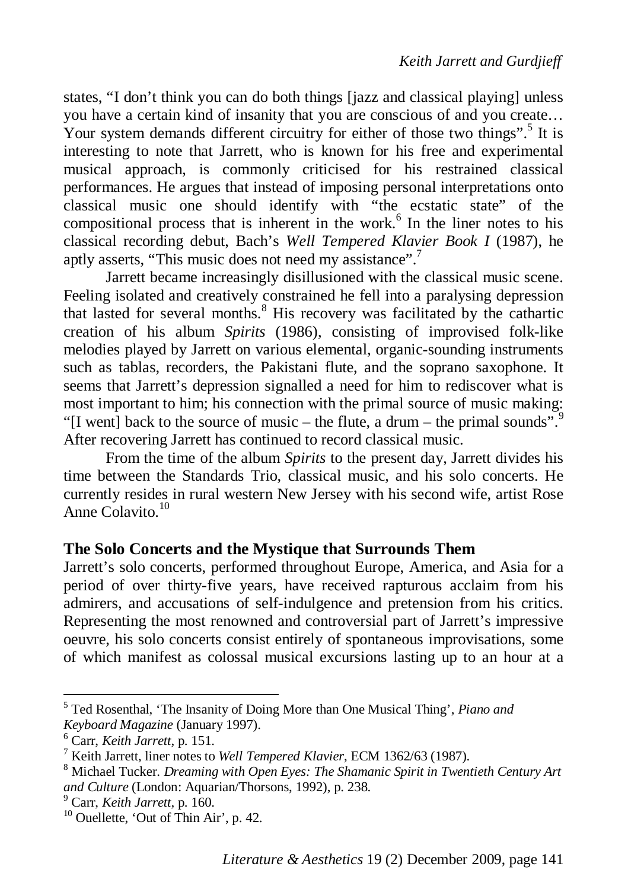states, "I don't think you can do both things [jazz and classical playing] unless you have a certain kind of insanity that you are conscious of and you create… Your system demands different circuitry for either of those two things".[5] It is interesting to note that Jarrett, who is known for his free and experimental musical approach, is commonly criticised for his restrained classical performances. He argues that instead of imposing personal interpretations onto classical music one should identify with "the ecstatic state" of the compositional process that is inherent in the work.[6] In the liner notes to his classical recording debut, Bach's *Well Tempered Klavier Book I* (1987), he aptly asserts, "This music does not need my assistance".[7]

Jarrett became increasingly disillusioned with the classical music scene. Feeling isolated and creatively constrained he fell into a paralysing depression that lasted for several months.[8] His recovery was facilitated by the cathartic creation of his album *Spirits* (1986), consisting of improvised folk-like melodies played by Jarrett on various elemental, organic-sounding instruments such as tablas, recorders, the Pakistani flute, and the soprano saxophone. It seems that Jarrett's depression signalled a need for him to rediscover what is most important to him; his connection with the primal source of music making: "[I went] back to the source of music – the flute, a drum – the primal sounds".[9] After recovering Jarrett has continued to record classical music.

From the time of the album *Spirits* to the present day, Jarrett divides his time between the Standards Trio, classical music, and his solo concerts. He currently resides in rural western New Jersey with his second wife, artist Rose Anne Colavito.[10]

## The Solo Concerts and the Mystique that Surrounds Them

Jarrett's solo concerts, performed throughout Europe, America, and Asia for a period of over thirty-five years, have received rapturous acclaim from his admirers, and accusations of self-indulgence and pretension from his critics. Representing the most renowned and controversial part of Jarrett's impressive oeuvre, his solo concerts consist entirely of spontaneous improvisations, some of which manifest as colossal musical excursions lasting up to an hour at a

---

[5] Ted Rosenthal, 'The Insanity of Doing More than One Musical Thing', *Piano and Keyboard Magazine* (January 1997).

[6] Carr, *Keith Jarrett*, p. 151.

[7] Keith Jarrett, liner notes to *Well Tempered Klavier*, ECM 1362/63 (1987).

[8] Michael Tucker. *Dreaming with Open Eyes: The Shamanic Spirit in Twentieth Century Art and Culture* (London: Aquarian/Thorsons, 1992), p. 238.

[9] Carr, *Keith Jarrett*, p. 160.

[10] Ouellette, 'Out of Thin Air', p. 42.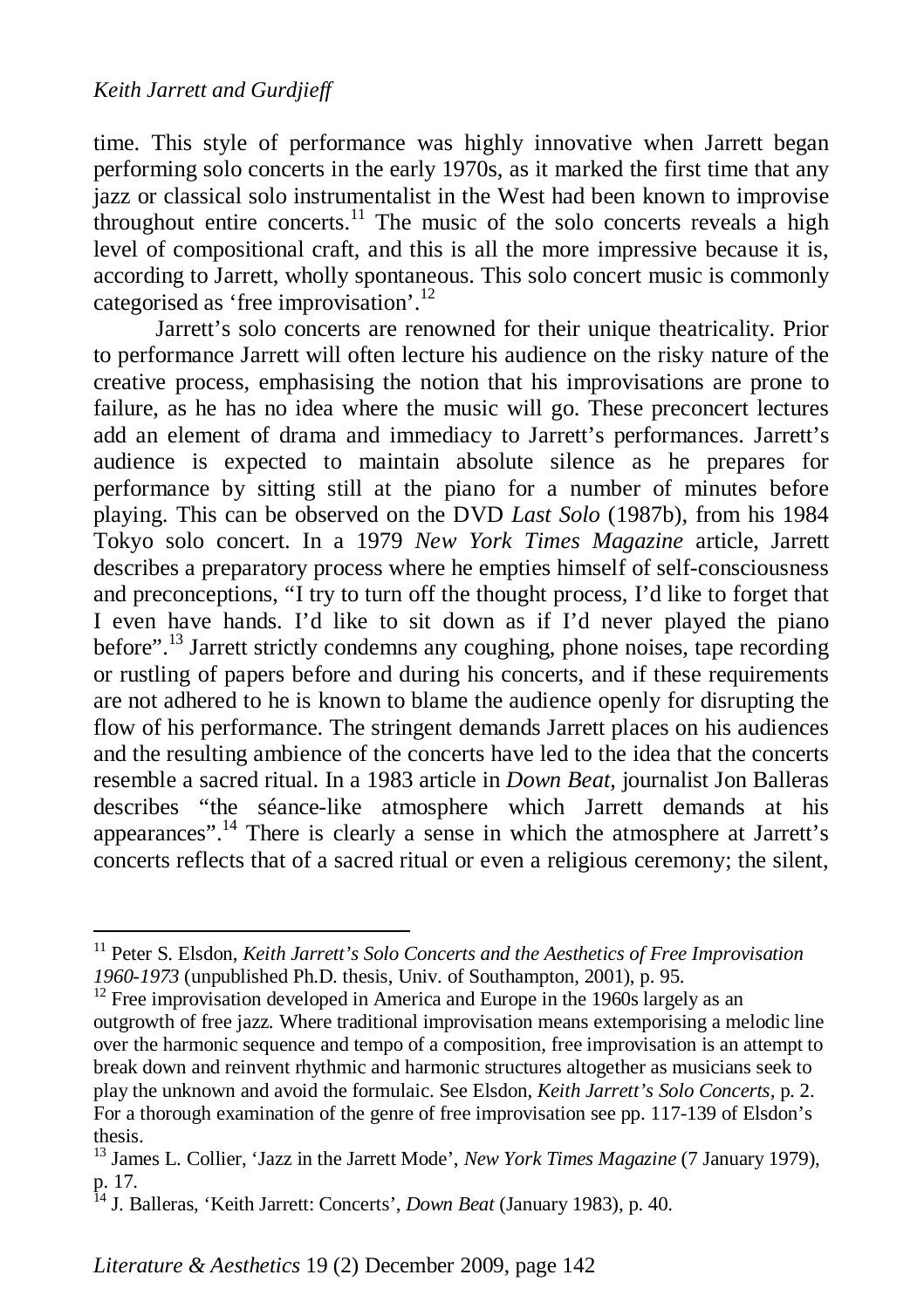time. This style of performance was highly innovative when Jarrett began performing solo concerts in the early 1970s, as it marked the first time that any jazz or classical solo instrumentalist in the West had been known to improvise throughout entire concerts.[11] The music of the solo concerts reveals a high level of compositional craft, and this is all the more impressive because it is, according to Jarrett, wholly spontaneous. This solo concert music is commonly categorised as 'free improvisation'.[12]

Jarrett's solo concerts are renowned for their unique theatricality. Prior to performance Jarrett will often lecture his audience on the risky nature of the creative process, emphasising the notion that his improvisations are prone to failure, as he has no idea where the music will go. These preconcert lectures add an element of drama and immediacy to Jarrett's performances. Jarrett's audience is expected to maintain absolute silence as he prepares for performance by sitting still at the piano for a number of minutes before playing. This can be observed on the DVD *Last Solo* (1987b), from his 1984 Tokyo solo concert. In a 1979 *New York Times Magazine* article, Jarrett describes a preparatory process where he empties himself of self-consciousness and preconceptions, "I try to turn off the thought process, I'd like to forget that I even have hands. I'd like to sit down as if I'd never played the piano before".[13] Jarrett strictly condemns any coughing, phone noises, tape recording or rustling of papers before and during his concerts, and if these requirements are not adhered to he is known to blame the audience openly for disrupting the flow of his performance. The stringent demands Jarrett places on his audiences and the resulting ambience of the concerts have led to the idea that the concerts resemble a sacred ritual. In a 1983 article in *Down Beat*, journalist Jon Balleras describes "the séance-like atmosphere which Jarrett demands at his appearances".[14] There is clearly a sense in which the atmosphere at Jarrett's concerts reflects that of a sacred ritual or even a religious ceremony; the silent,

---

[11] Peter S. Elsdon, *Keith Jarrett's Solo Concerts and the Aesthetics of Free Improvisation 1960-1973* (unpublished Ph.D. thesis, Univ. of Southampton, 2001), p. 95.

[12] Free improvisation developed in America and Europe in the 1960s largely as an outgrowth of free jazz. Where traditional improvisation means extemporising a melodic line over the harmonic sequence and tempo of a composition, free improvisation is an attempt to break down and reinvent rhythmic and harmonic structures altogether as musicians seek to play the unknown and avoid the formulaic. See Elsdon, *Keith Jarrett's Solo Concerts*, p. 2. For a thorough examination of the genre of free improvisation see pp. 117-139 of Elsdon's thesis.

[13] James L. Collier, 'Jazz in the Jarrett Mode', *New York Times Magazine* (7 January 1979), p. 17.

[14] J. Balleras, 'Keith Jarrett: Concerts', *Down Beat* (January 1983), p. 40.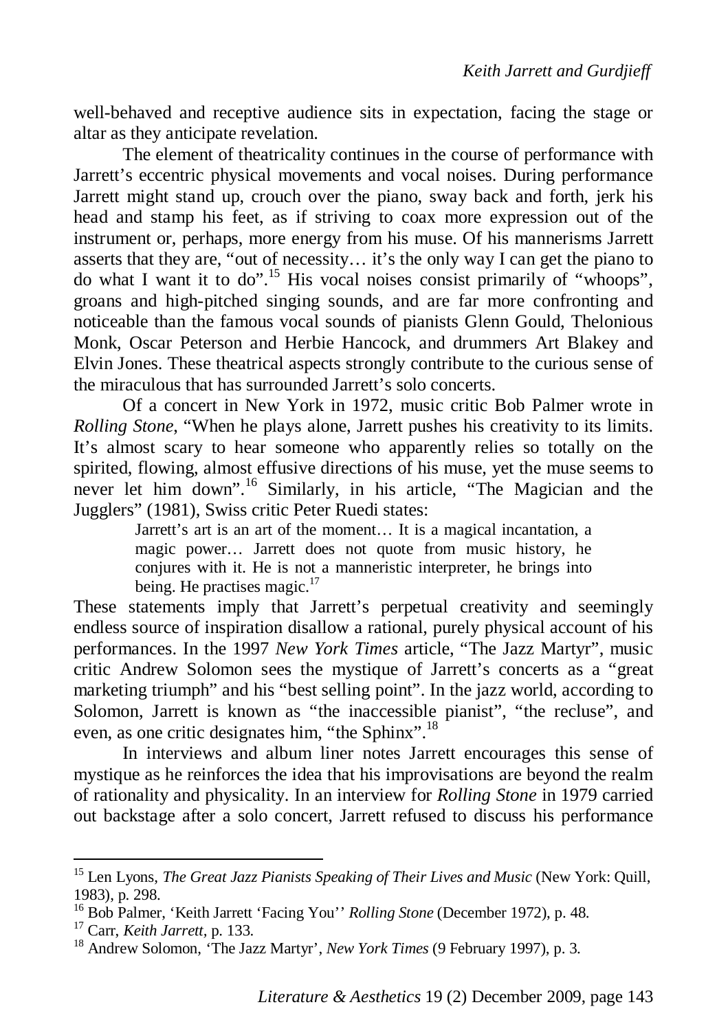well-behaved and receptive audience sits in expectation, facing the stage or altar as they anticipate revelation.

The element of theatricality continues in the course of performance with Jarrett's eccentric physical movements and vocal noises. During performance Jarrett might stand up, crouch over the piano, sway back and forth, jerk his head and stamp his feet, as if striving to coax more expression out of the instrument or, perhaps, more energy from his muse. Of his mannerisms Jarrett asserts that they are, "out of necessity… it's the only way I can get the piano to do what I want it to do".[15] His vocal noises consist primarily of "whoops", groans and high-pitched singing sounds, and are far more confronting and noticeable than the famous vocal sounds of pianists Glenn Gould, Thelonious Monk, Oscar Peterson and Herbie Hancock, and drummers Art Blakey and Elvin Jones. These theatrical aspects strongly contribute to the curious sense of the miraculous that has surrounded Jarrett's solo concerts.

Of a concert in New York in 1972, music critic Bob Palmer wrote in *Rolling Stone*, "When he plays alone, Jarrett pushes his creativity to its limits. It's almost scary to hear someone who apparently relies so totally on the spirited, flowing, almost effusive directions of his muse, yet the muse seems to never let him down".[16] Similarly, in his article, "The Magician and the Jugglers" (1981), Swiss critic Peter Ruedi states:

> Jarrett's art is an art of the moment… It is a magical incantation, a magic power… Jarrett does not quote from music history, he conjures with it. He is not a manneristic interpreter, he brings into being. He practises magic.[17]

These statements imply that Jarrett's perpetual creativity and seemingly endless source of inspiration disallow a rational, purely physical account of his performances. In the 1997 *New York Times* article, "The Jazz Martyr", music critic Andrew Solomon sees the mystique of Jarrett's concerts as a "great marketing triumph" and his "best selling point". In the jazz world, according to Solomon, Jarrett is known as "the inaccessible pianist", "the recluse", and even, as one critic designates him, "the Sphinx".[18]

In interviews and album liner notes Jarrett encourages this sense of mystique as he reinforces the idea that his improvisations are beyond the realm of rationality and physicality. In an interview for *Rolling Stone* in 1979 carried out backstage after a solo concert, Jarrett refused to discuss his performance

---

[15] Len Lyons, *The Great Jazz Pianists Speaking of Their Lives and Music* (New York: Quill, 1983), p. 298.

[16] Bob Palmer, 'Keith Jarrett 'Facing You'' *Rolling Stone* (December 1972), p. 48.

[17] Carr, *Keith Jarrett*, p. 133.

[18] Andrew Solomon, 'The Jazz Martyr', *New York Times* (9 February 1997), p. 3.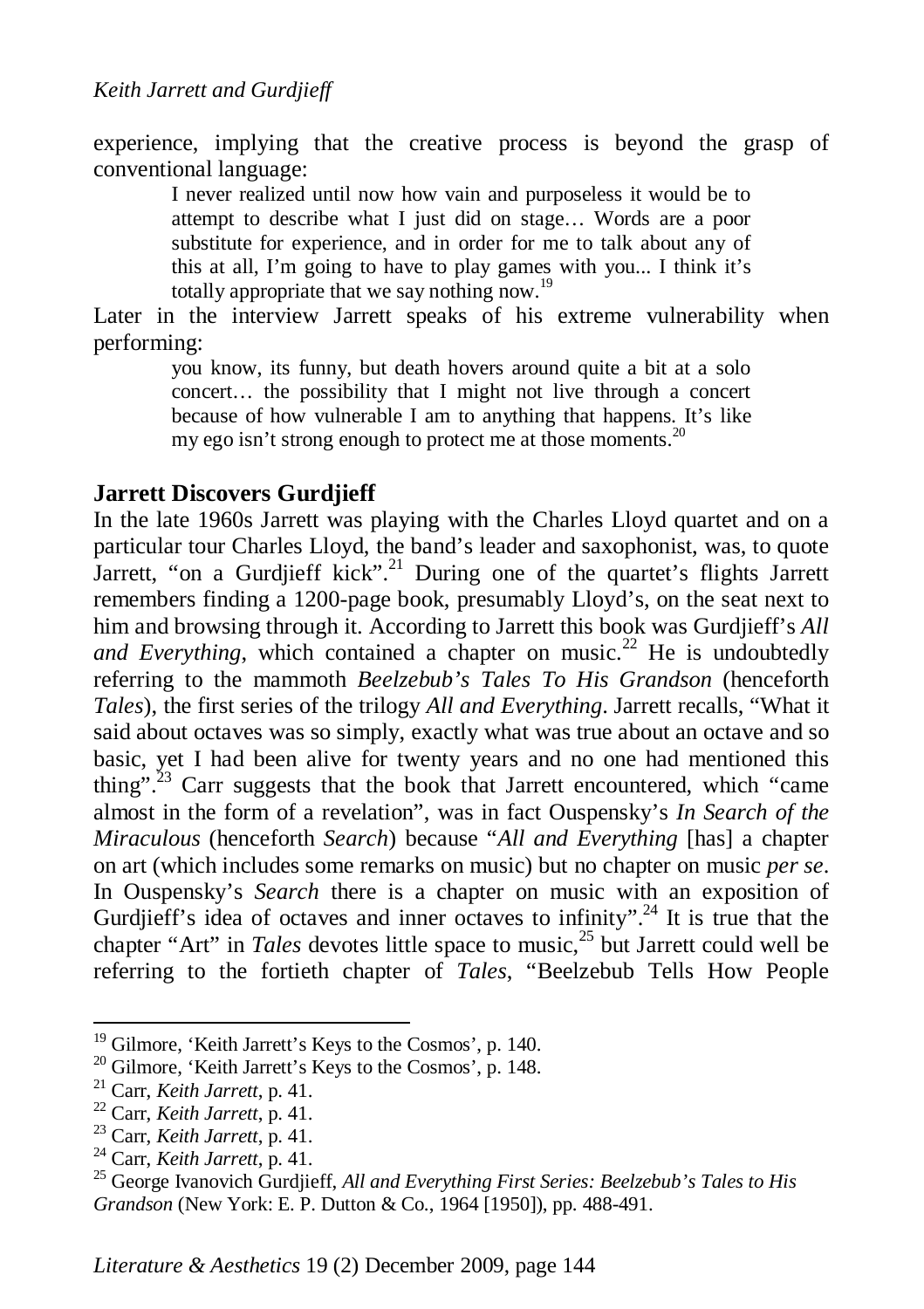experience, implying that the creative process is beyond the grasp of conventional language:

> I never realized until now how vain and purposeless it would be to attempt to describe what I just did on stage… Words are a poor substitute for experience, and in order for me to talk about any of this at all, I'm going to have to play games with you... I think it's totally appropriate that we say nothing now.[19]

Later in the interview Jarrett speaks of his extreme vulnerability when performing:

> you know, its funny, but death hovers around quite a bit at a solo concert… the possibility that I might not live through a concert because of how vulnerable I am to anything that happens. It's like my ego isn't strong enough to protect me at those moments.[20]

## Jarrett Discovers Gurdjieff

In the late 1960s Jarrett was playing with the Charles Lloyd quartet and on a particular tour Charles Lloyd, the band's leader and saxophonist, was, to quote Jarrett, "on a Gurdjieff kick".[21] During one of the quartet's flights Jarrett remembers finding a 1200-page book, presumably Lloyd's, on the seat next to him and browsing through it. According to Jarrett this book was Gurdjieff's *All and Everything*, which contained a chapter on music.[22] He is undoubtedly referring to the mammoth *Beelzebub's Tales To His Grandson* (henceforth *Tales*), the first series of the trilogy *All and Everything*. Jarrett recalls, "What it said about octaves was so simply, exactly what was true about an octave and so basic, yet I had been alive for twenty years and no one had mentioned this thing".[23] Carr suggests that the book that Jarrett encountered, which "came almost in the form of a revelation", was in fact Ouspensky's *In Search of the Miraculous* (henceforth *Search*) because "*All and Everything* [has] a chapter on art (which includes some remarks on music) but no chapter on music *per se*. In Ouspensky's *Search* there is a chapter on music with an exposition of Gurdjieff's idea of octaves and inner octaves to infinity".[24] It is true that the chapter "Art" in *Tales* devotes little space to music,[25] but Jarrett could well be referring to the fortieth chapter of *Tales*, "Beelzebub Tells How People

---

[19] Gilmore, 'Keith Jarrett's Keys to the Cosmos', p. 140.

[20] Gilmore, 'Keith Jarrett's Keys to the Cosmos', p. 148.

[21] Carr, *Keith Jarrett*, p. 41.

[22] Carr, *Keith Jarrett*, p. 41.

[23] Carr, *Keith Jarrett*, p. 41.

[24] Carr, *Keith Jarrett*, p. 41.

[25] George Ivanovich Gurdjieff, *All and Everything First Series: Beelzebub's Tales to His Grandson* (New York: E. P. Dutton & Co., 1964 [1950]), pp. 488-491.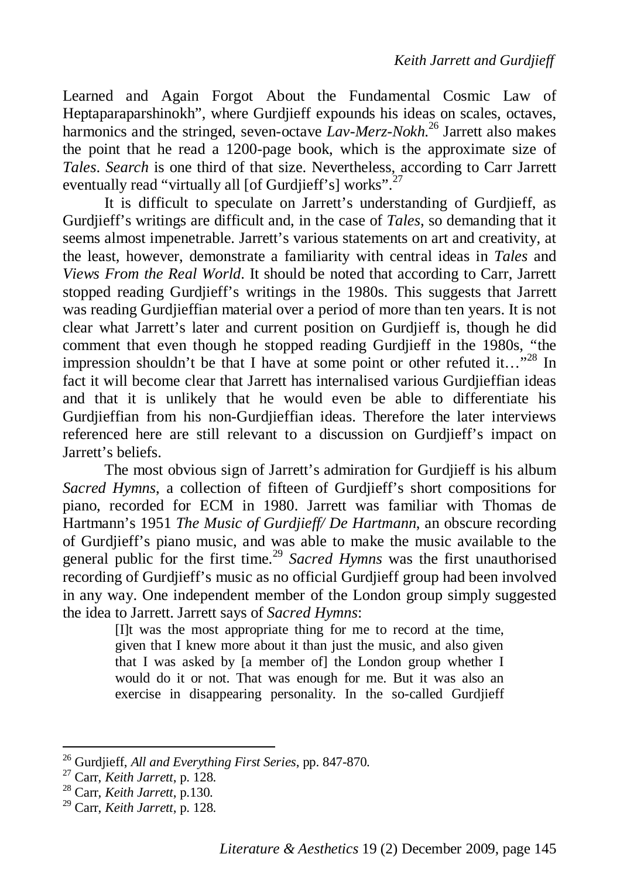Learned and Again Forgot About the Fundamental Cosmic Law of Heptaparaparshinokh", where Gurdjieff expounds his ideas on scales, octaves, harmonics and the stringed, seven-octave *Lav-Merz-Nokh*.[26] Jarrett also makes the point that he read a 1200-page book, which is the approximate size of *Tales*. *Search* is one third of that size. Nevertheless, according to Carr Jarrett eventually read "virtually all [of Gurdjieff's] works".[27]

It is difficult to speculate on Jarrett's understanding of Gurdjieff, as Gurdjieff's writings are difficult and, in the case of *Tales*, so demanding that it seems almost impenetrable. Jarrett's various statements on art and creativity, at the least, however, demonstrate a familiarity with central ideas in *Tales* and *Views From the Real World*. It should be noted that according to Carr, Jarrett stopped reading Gurdjieff's writings in the 1980s. This suggests that Jarrett was reading Gurdjieffian material over a period of more than ten years. It is not clear what Jarrett's later and current position on Gurdjieff is, though he did comment that even though he stopped reading Gurdjieff in the 1980s, "the impression shouldn't be that I have at some point or other refuted it…"[28] In fact it will become clear that Jarrett has internalised various Gurdjieffian ideas and that it is unlikely that he would even be able to differentiate his Gurdjieffian from his non-Gurdjieffian ideas. Therefore the later interviews referenced here are still relevant to a discussion on Gurdjieff's impact on Jarrett's beliefs.

The most obvious sign of Jarrett's admiration for Gurdjieff is his album *Sacred Hymns*, a collection of fifteen of Gurdjieff's short compositions for piano, recorded for ECM in 1980. Jarrett was familiar with Thomas de Hartmann's 1951 *The Music of Gurdjieff/ De Hartmann*, an obscure recording of Gurdjieff's piano music, and was able to make the music available to the general public for the first time.[29] *Sacred Hymns* was the first unauthorised recording of Gurdjieff's music as no official Gurdjieff group had been involved in any way. One independent member of the London group simply suggested the idea to Jarrett. Jarrett says of *Sacred Hymns*:

> [I]t was the most appropriate thing for me to record at the time, given that I knew more about it than just the music, and also given that I was asked by [a member of] the London group whether I would do it or not. That was enough for me. But it was also an exercise in disappearing personality. In the so-called Gurdjieff

---

[26] Gurdjieff, *All and Everything First Series*, pp. 847-870.
[27] Carr, *Keith Jarrett*, p. 128.
[28] Carr, *Keith Jarrett*, p.130.
[29] Carr, *Keith Jarrett*, p. 128.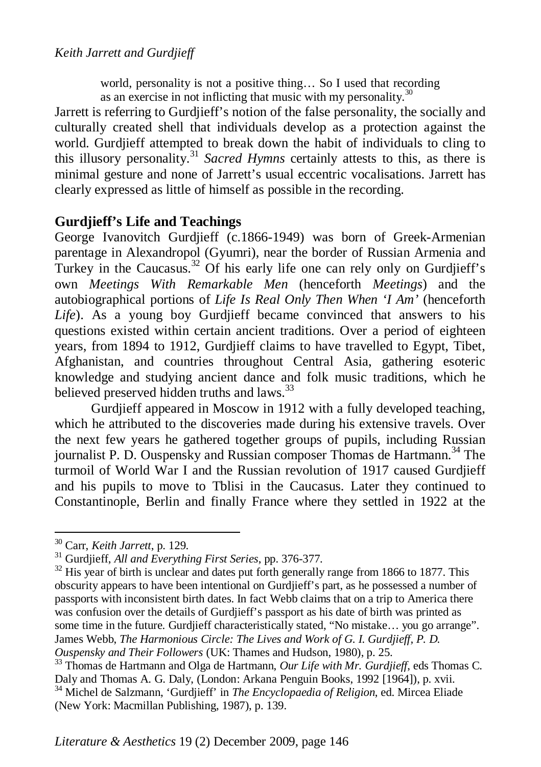> world, personality is not a positive thing… So I used that recording as an exercise in not inflicting that music with my personality.[30]

Jarrett is referring to Gurdjieff's notion of the false personality, the socially and culturally created shell that individuals develop as a protection against the world. Gurdjieff attempted to break down the habit of individuals to cling to this illusory personality.[31] *Sacred Hymns* certainly attests to this, as there is minimal gesture and none of Jarrett's usual eccentric vocalisations. Jarrett has clearly expressed as little of himself as possible in the recording.

## Gurdjieff's Life and Teachings

George Ivanovitch Gurdjieff (c.1866-1949) was born of Greek-Armenian parentage in Alexandropol (Gyumri), near the border of Russian Armenia and Turkey in the Caucasus.[32] Of his early life one can rely only on Gurdjieff's own *Meetings With Remarkable Men* (henceforth *Meetings*) and the autobiographical portions of *Life Is Real Only Then When 'I Am'* (henceforth *Life*). As a young boy Gurdjieff became convinced that answers to his questions existed within certain ancient traditions. Over a period of eighteen years, from 1894 to 1912, Gurdjieff claims to have travelled to Egypt, Tibet, Afghanistan, and countries throughout Central Asia, gathering esoteric knowledge and studying ancient dance and folk music traditions, which he believed preserved hidden truths and laws.[33]

Gurdjieff appeared in Moscow in 1912 with a fully developed teaching, which he attributed to the discoveries made during his extensive travels. Over the next few years he gathered together groups of pupils, including Russian journalist P. D. Ouspensky and Russian composer Thomas de Hartmann.[34] The turmoil of World War I and the Russian revolution of 1917 caused Gurdjieff and his pupils to move to Tblisi in the Caucasus. Later they continued to Constantinople, Berlin and finally France where they settled in 1922 at the

---

[30] Carr, *Keith Jarrett*, p. 129.

[31] Gurdjieff, *All and Everything First Series*, pp. 376-377.

[32] His year of birth is unclear and dates put forth generally range from 1866 to 1877. This obscurity appears to have been intentional on Gurdjieff's part, as he possessed a number of passports with inconsistent birth dates. In fact Webb claims that on a trip to America there was confusion over the details of Gurdjieff's passport as his date of birth was printed as some time in the future. Gurdjieff characteristically stated, "No mistake… you go arrange". James Webb, *The Harmonious Circle: The Lives and Work of G. I. Gurdjieff, P. D. Ouspensky and Their Followers* (UK: Thames and Hudson, 1980), p. 25.

[33] Thomas de Hartmann and Olga de Hartmann, *Our Life with Mr. Gurdjieff*, eds Thomas C. Daly and Thomas A. G. Daly, (London: Arkana Penguin Books, 1992 [1964]), p. xvii.

[34] Michel de Salzmann, 'Gurdjieff' in *The Encyclopaedia of Religion*, ed. Mircea Eliade (New York: Macmillan Publishing, 1987), p. 139.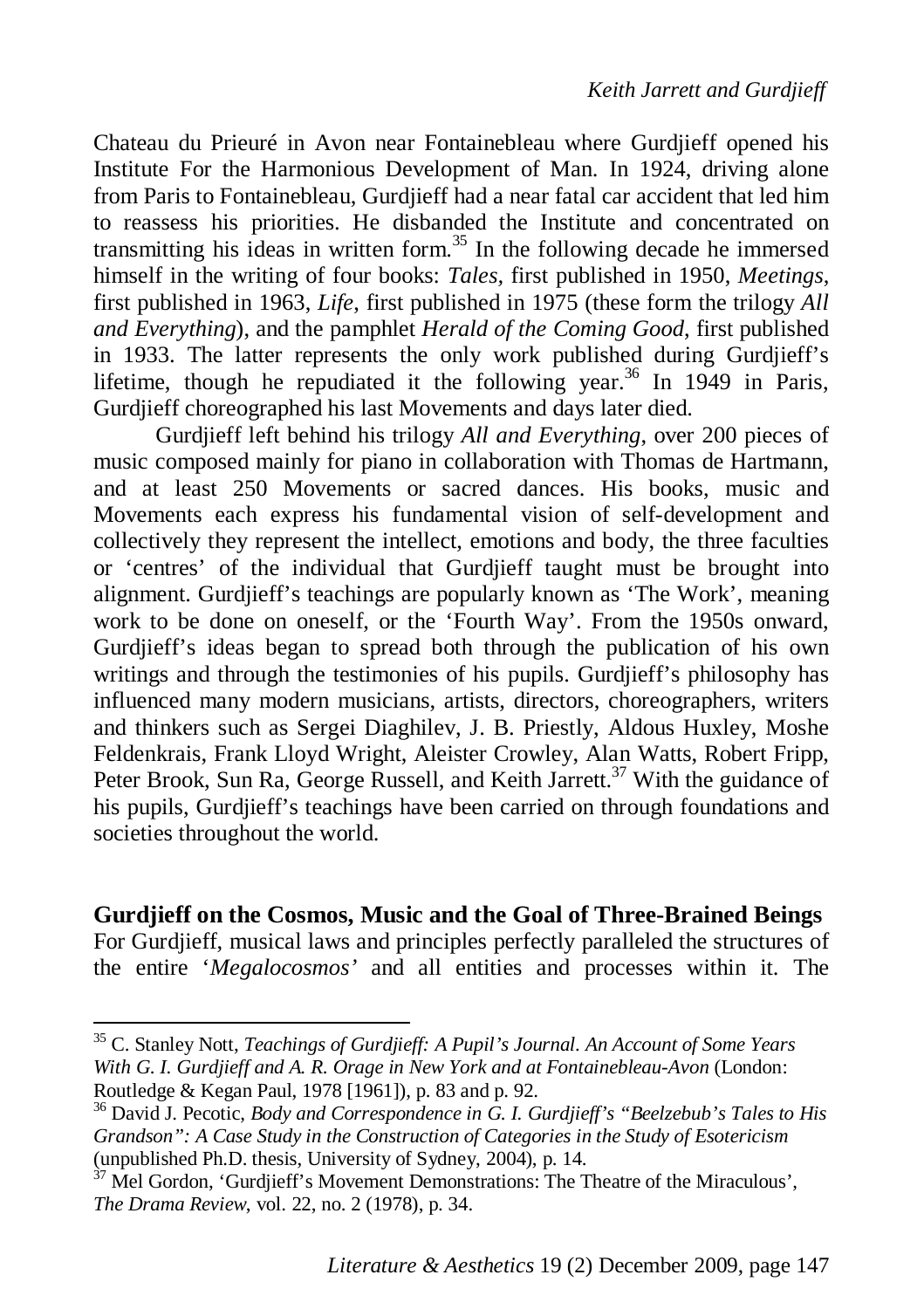Chateau du Prieuré in Avon near Fontainebleau where Gurdjieff opened his Institute For the Harmonious Development of Man. In 1924, driving alone from Paris to Fontainebleau, Gurdjieff had a near fatal car accident that led him to reassess his priorities. He disbanded the Institute and concentrated on transmitting his ideas in written form.[35] In the following decade he immersed himself in the writing of four books: *Tales*, first published in 1950, *Meetings*, first published in 1963, *Life*, first published in 1975 (these form the trilogy *All and Everything*), and the pamphlet *Herald of the Coming Good*, first published in 1933. The latter represents the only work published during Gurdjieff's lifetime, though he repudiated it the following year.[36] In 1949 in Paris, Gurdjieff choreographed his last Movements and days later died.

Gurdjieff left behind his trilogy *All and Everything*, over 200 pieces of music composed mainly for piano in collaboration with Thomas de Hartmann, and at least 250 Movements or sacred dances. His books, music and Movements each express his fundamental vision of self-development and collectively they represent the intellect, emotions and body, the three faculties or 'centres' of the individual that Gurdjieff taught must be brought into alignment. Gurdjieff's teachings are popularly known as 'The Work', meaning work to be done on oneself, or the 'Fourth Way'. From the 1950s onward, Gurdjieff's ideas began to spread both through the publication of his own writings and through the testimonies of his pupils. Gurdjieff's philosophy has influenced many modern musicians, artists, directors, choreographers, writers and thinkers such as Sergei Diaghilev, J. B. Priestly, Aldous Huxley, Moshe Feldenkrais, Frank Lloyd Wright, Aleister Crowley, Alan Watts, Robert Fripp, Peter Brook, Sun Ra, George Russell, and Keith Jarrett.[37] With the guidance of his pupils, Gurdjieff's teachings have been carried on through foundations and societies throughout the world.

## Gurdjieff on the Cosmos, Music and the Goal of Three-Brained Beings

For Gurdjieff, musical laws and principles perfectly paralleled the structures of the entire '*Megalocosmos*' and all entities and processes within it. The

---

[35] C. Stanley Nott, *Teachings of Gurdjieff: A Pupil's Journal. An Account of Some Years With G. I. Gurdjieff and A. R. Orage in New York and at Fontainebleau-Avon* (London: Routledge & Kegan Paul, 1978 [1961]), p. 83 and p. 92.

[36] David J. Pecotic, *Body and Correspondence in G. I. Gurdjieff's "Beelzebub's Tales to His Grandson": A Case Study in the Construction of Categories in the Study of Esotericism* (unpublished Ph.D. thesis, University of Sydney, 2004), p. 14.

[37] Mel Gordon, 'Gurdjieff's Movement Demonstrations: The Theatre of the Miraculous', *The Drama Review*, vol. 22, no. 2 (1978), p. 34.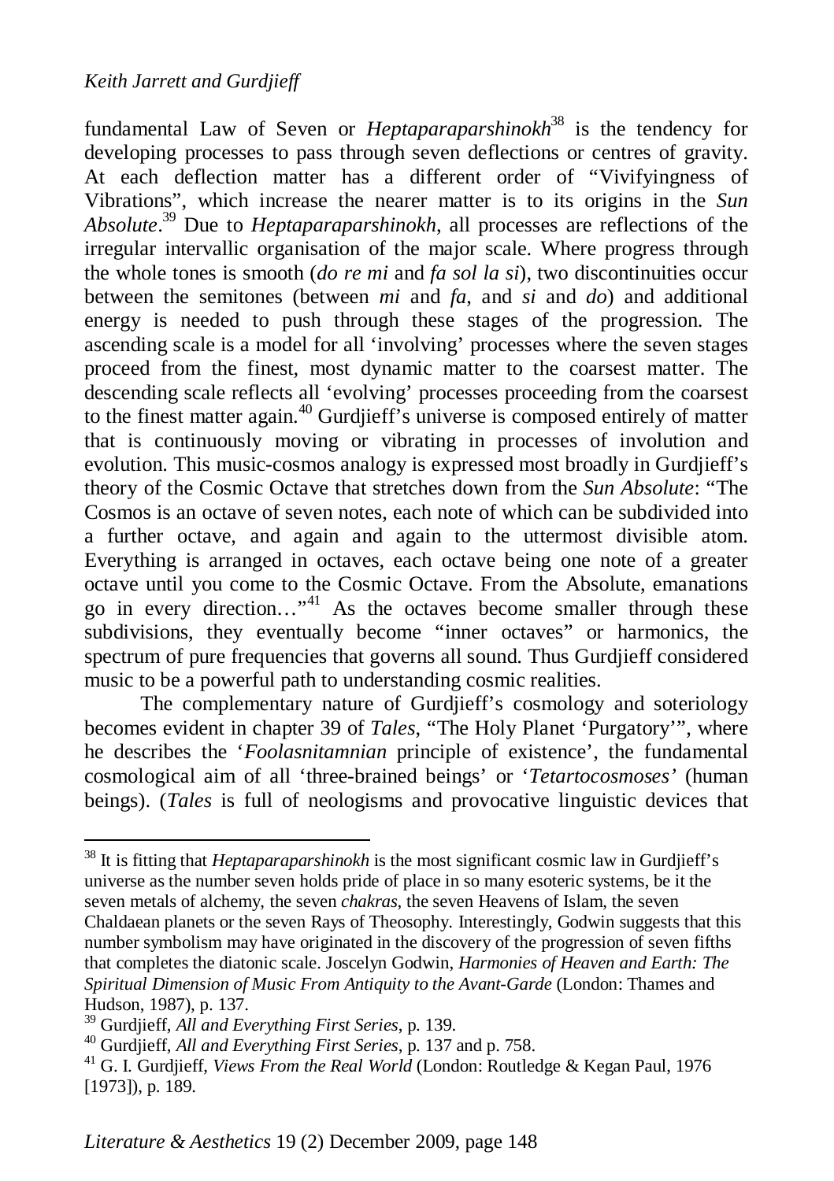fundamental Law of Seven or *Heptaparaparshinokh*[38] is the tendency for developing processes to pass through seven deflections or centres of gravity. At each deflection matter has a different order of "Vivifyingness of Vibrations", which increase the nearer matter is to its origins in the *Sun Absolute*.[39] Due to *Heptaparaparshinokh*, all processes are reflections of the irregular intervallic organisation of the major scale. Where progress through the whole tones is smooth (*do re mi* and *fa sol la si*), two discontinuities occur between the semitones (between *mi* and *fa*, and *si* and *do*) and additional energy is needed to push through these stages of the progression. The ascending scale is a model for all 'involving' processes where the seven stages proceed from the finest, most dynamic matter to the coarsest matter. The descending scale reflects all 'evolving' processes proceeding from the coarsest to the finest matter again.[40] Gurdjieff's universe is composed entirely of matter that is continuously moving or vibrating in processes of involution and evolution. This music-cosmos analogy is expressed most broadly in Gurdjieff's theory of the Cosmic Octave that stretches down from the *Sun Absolute*: "The Cosmos is an octave of seven notes, each note of which can be subdivided into a further octave, and again and again to the uttermost divisible atom. Everything is arranged in octaves, each octave being one note of a greater octave until you come to the Cosmic Octave. From the Absolute, emanations go in every direction…"[41] As the octaves become smaller through these subdivisions, they eventually become "inner octaves" or harmonics, the spectrum of pure frequencies that governs all sound. Thus Gurdjieff considered music to be a powerful path to understanding cosmic realities.

The complementary nature of Gurdjieff's cosmology and soteriology becomes evident in chapter 39 of *Tales*, "The Holy Planet 'Purgatory'", where he describes the '*Foolasnitamnian* principle of existence', the fundamental cosmological aim of all 'three-brained beings' or '*Tetartocosmoses*' (human beings). (*Tales* is full of neologisms and provocative linguistic devices that

---

[38] It is fitting that *Heptaparaparshinokh* is the most significant cosmic law in Gurdjieff's universe as the number seven holds pride of place in so many esoteric systems, be it the seven metals of alchemy, the seven *chakras*, the seven Heavens of Islam, the seven Chaldaean planets or the seven Rays of Theosophy. Interestingly, Godwin suggests that this number symbolism may have originated in the discovery of the progression of seven fifths that completes the diatonic scale. Joscelyn Godwin, *Harmonies of Heaven and Earth: The Spiritual Dimension of Music From Antiquity to the Avant-Garde* (London: Thames and Hudson, 1987), p. 137.

[39] Gurdjieff, *All and Everything First Series*, p. 139.

[40] Gurdjieff, *All and Everything First Series*, p. 137 and p. 758.

[41] G. I. Gurdjieff, *Views From the Real World* (London: Routledge & Kegan Paul, 1976 [1973]), p. 189.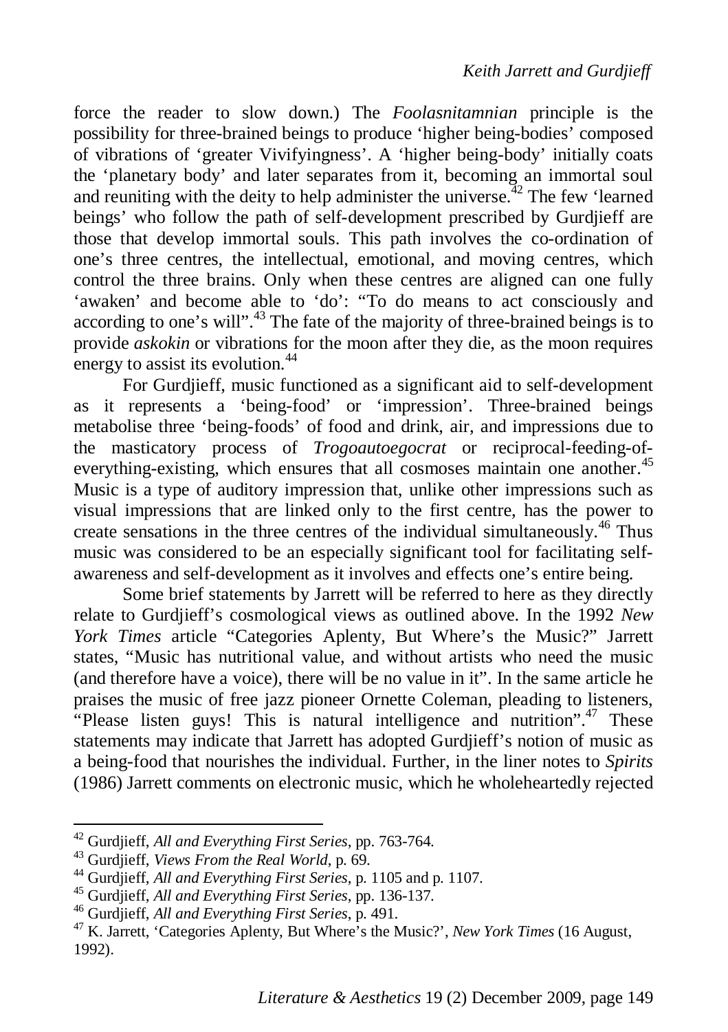force the reader to slow down.) The *Foolasnitamnian* principle is the possibility for three-brained beings to produce 'higher being-bodies' composed of vibrations of 'greater Vivifyingness'. A 'higher being-body' initially coats the 'planetary body' and later separates from it, becoming an immortal soul and reuniting with the deity to help administer the universe.[42] The few 'learned beings' who follow the path of self-development prescribed by Gurdjieff are those that develop immortal souls. This path involves the co-ordination of one's three centres, the intellectual, emotional, and moving centres, which control the three brains. Only when these centres are aligned can one fully 'awaken' and become able to 'do': "To do means to act consciously and according to one's will".[43] The fate of the majority of three-brained beings is to provide *askokin* or vibrations for the moon after they die, as the moon requires energy to assist its evolution.[44]

For Gurdjieff, music functioned as a significant aid to self-development as it represents a 'being-food' or 'impression'. Three-brained beings metabolise three 'being-foods' of food and drink, air, and impressions due to the masticatory process of *Trogoautoegocrat* or reciprocal-feeding-of-everything-existing, which ensures that all cosmoses maintain one another.[45] Music is a type of auditory impression that, unlike other impressions such as visual impressions that are linked only to the first centre, has the power to create sensations in the three centres of the individual simultaneously.[46] Thus music was considered to be an especially significant tool for facilitating self-awareness and self-development as it involves and effects one's entire being.

Some brief statements by Jarrett will be referred to here as they directly relate to Gurdjieff's cosmological views as outlined above. In the 1992 *New York Times* article "Categories Aplenty, But Where's the Music?" Jarrett states, "Music has nutritional value, and without artists who need the music (and therefore have a voice), there will be no value in it". In the same article he praises the music of free jazz pioneer Ornette Coleman, pleading to listeners, "Please listen guys! This is natural intelligence and nutrition".[47] These statements may indicate that Jarrett has adopted Gurdjieff's notion of music as a being-food that nourishes the individual. Further, in the liner notes to *Spirits* (1986) Jarrett comments on electronic music, which he wholeheartedly rejected

---

[42] Gurdjieff, *All and Everything First Series*, pp. 763-764.

[43] Gurdjieff, *Views From the Real World*, p. 69.

[44] Gurdjieff, *All and Everything First Series*, p. 1105 and p. 1107.

[45] Gurdjieff, *All and Everything First Series*, pp. 136-137.

[46] Gurdjieff, *All and Everything First Series*, p. 491.

[47] K. Jarrett, 'Categories Aplenty, But Where's the Music?', *New York Times* (16 August, 1992).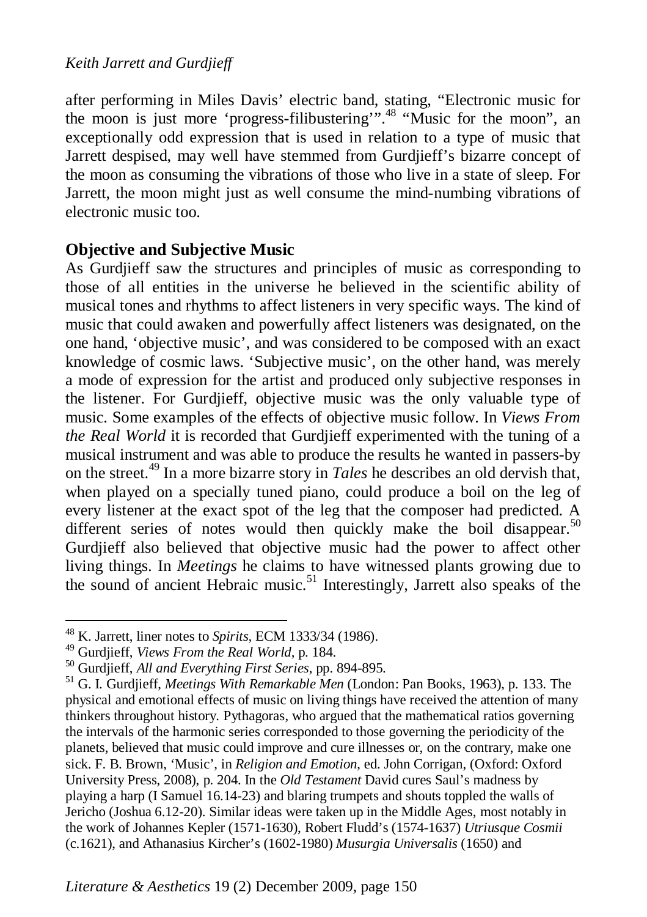after performing in Miles Davis' electric band, stating, "Electronic music for the moon is just more 'progress-filibustering'".[48] "Music for the moon", an exceptionally odd expression that is used in relation to a type of music that Jarrett despised, may well have stemmed from Gurdjieff's bizarre concept of the moon as consuming the vibrations of those who live in a state of sleep. For Jarrett, the moon might just as well consume the mind-numbing vibrations of electronic music too.

## Objective and Subjective Music

As Gurdjieff saw the structures and principles of music as corresponding to those of all entities in the universe he believed in the scientific ability of musical tones and rhythms to affect listeners in very specific ways. The kind of music that could awaken and powerfully affect listeners was designated, on the one hand, 'objective music', and was considered to be composed with an exact knowledge of cosmic laws. 'Subjective music', on the other hand, was merely a mode of expression for the artist and produced only subjective responses in the listener. For Gurdjieff, objective music was the only valuable type of music. Some examples of the effects of objective music follow. In *Views From the Real World* it is recorded that Gurdjieff experimented with the tuning of a musical instrument and was able to produce the results he wanted in passers-by on the street.[49] In a more bizarre story in *Tales* he describes an old dervish that, when played on a specially tuned piano, could produce a boil on the leg of every listener at the exact spot of the leg that the composer had predicted. A different series of notes would then quickly make the boil disappear.[50] Gurdjieff also believed that objective music had the power to affect other living things. In *Meetings* he claims to have witnessed plants growing due to the sound of ancient Hebraic music.[51] Interestingly, Jarrett also speaks of the

---

[48] K. Jarrett, liner notes to *Spirits*, ECM 1333/34 (1986).

[49] Gurdjieff, *Views From the Real World*, p. 184.

[50] Gurdjieff, *All and Everything First Series*, pp. 894-895.

[51] G. I. Gurdjieff, *Meetings With Remarkable Men* (London: Pan Books, 1963), p. 133. The physical and emotional effects of music on living things have received the attention of many thinkers throughout history. Pythagoras, who argued that the mathematical ratios governing the intervals of the harmonic series corresponded to those governing the periodicity of the planets, believed that music could improve and cure illnesses or, on the contrary, make one sick. F. B. Brown, 'Music', in *Religion and Emotion*, ed. John Corrigan, (Oxford: Oxford University Press, 2008), p. 204. In the *Old Testament* David cures Saul's madness by playing a harp (I Samuel 16.14-23) and blaring trumpets and shouts toppled the walls of Jericho (Joshua 6.12-20). Similar ideas were taken up in the Middle Ages, most notably in the work of Johannes Kepler (1571-1630), Robert Fludd's (1574-1637) *Utriusque Cosmii* (c.1621), and Athanasius Kircher's (1602-1980) *Musurgia Universalis* (1650) and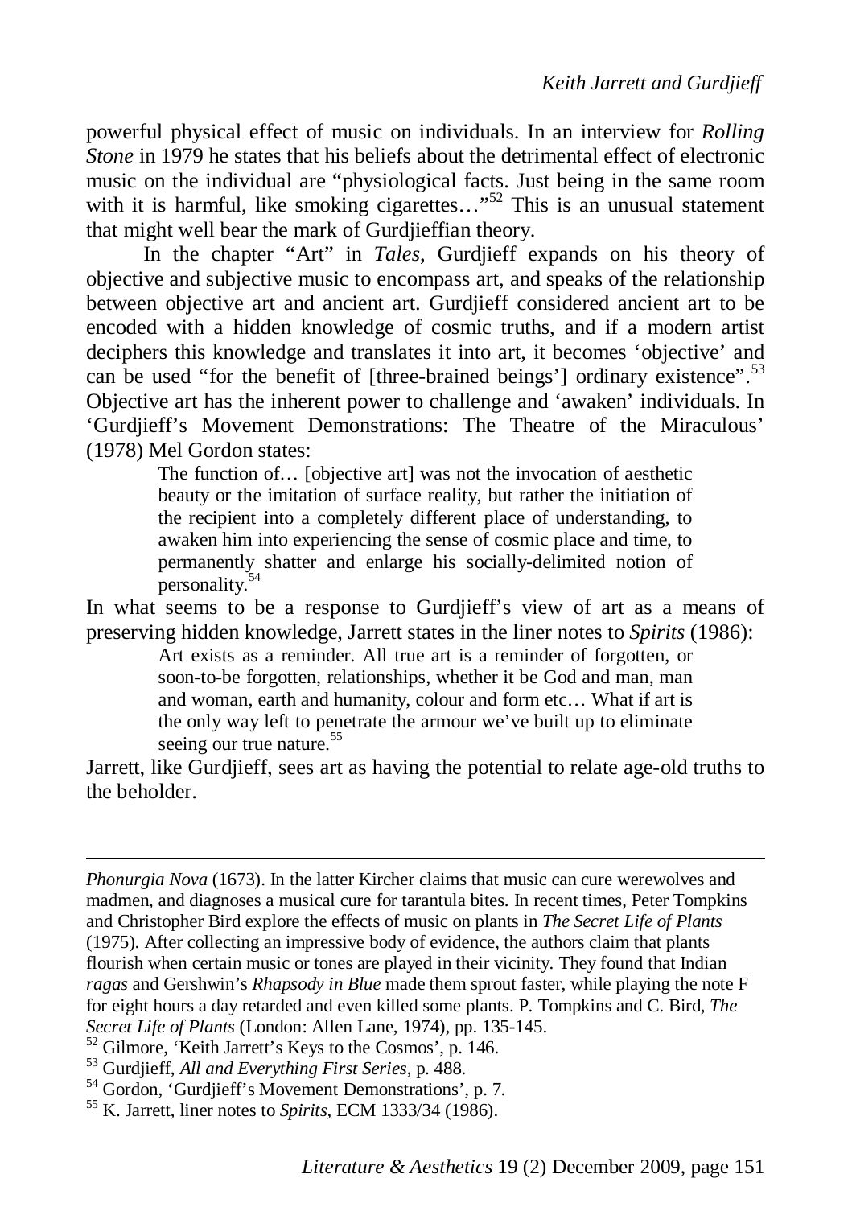powerful physical effect of music on individuals. In an interview for *Rolling Stone* in 1979 he states that his beliefs about the detrimental effect of electronic music on the individual are "physiological facts. Just being in the same room with it is harmful, like smoking cigarettes…"[52] This is an unusual statement that might well bear the mark of Gurdjieffian theory.

In the chapter "Art" in *Tales*, Gurdjieff expands on his theory of objective and subjective music to encompass art, and speaks of the relationship between objective art and ancient art. Gurdjieff considered ancient art to be encoded with a hidden knowledge of cosmic truths, and if a modern artist deciphers this knowledge and translates it into art, it becomes 'objective' and can be used "for the benefit of [three-brained beings'] ordinary existence".[53] Objective art has the inherent power to challenge and 'awaken' individuals. In 'Gurdjieff's Movement Demonstrations: The Theatre of the Miraculous' (1978) Mel Gordon states:

> The function of… [objective art] was not the invocation of aesthetic beauty or the imitation of surface reality, but rather the initiation of the recipient into a completely different place of understanding, to awaken him into experiencing the sense of cosmic place and time, to permanently shatter and enlarge his socially-delimited notion of personality.[54]

In what seems to be a response to Gurdjieff's view of art as a means of preserving hidden knowledge, Jarrett states in the liner notes to *Spirits* (1986):

> Art exists as a reminder. All true art is a reminder of forgotten, or soon-to-be forgotten, relationships, whether it be God and man, man and woman, earth and humanity, colour and form etc… What if art is the only way left to penetrate the armour we've built up to eliminate seeing our true nature.[55]

Jarrett, like Gurdjieff, sees art as having the potential to relate age-old truths to the beholder.

---

*Phonurgia Nova* (1673). In the latter Kircher claims that music can cure werewolves and madmen, and diagnoses a musical cure for tarantula bites. In recent times, Peter Tompkins and Christopher Bird explore the effects of music on plants in *The Secret Life of Plants* (1975). After collecting an impressive body of evidence, the authors claim that plants flourish when certain music or tones are played in their vicinity. They found that Indian *ragas* and Gershwin's *Rhapsody in Blue* made them sprout faster, while playing the note F for eight hours a day retarded and even killed some plants. P. Tompkins and C. Bird, *The Secret Life of Plants* (London: Allen Lane, 1974), pp. 135-145.

[52] Gilmore, 'Keith Jarrett's Keys to the Cosmos', p. 146.

[53] Gurdjieff, *All and Everything First Series*, p. 488.

[54] Gordon, 'Gurdjieff's Movement Demonstrations', p. 7.

[55] K. Jarrett, liner notes to *Spirits*, ECM 1333/34 (1986).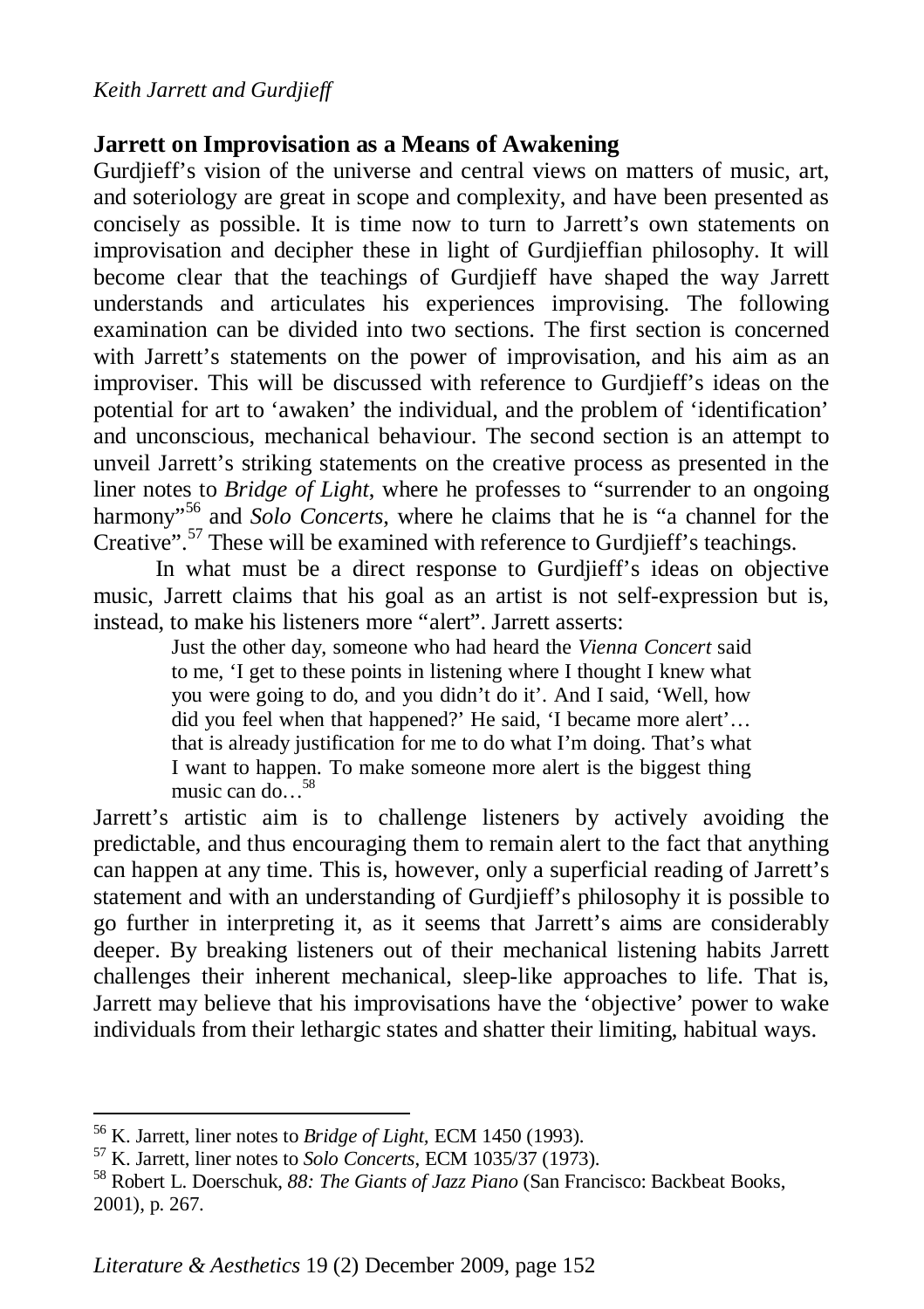## Jarrett on Improvisation as a Means of Awakening

Gurdjieff's vision of the universe and central views on matters of music, art, and soteriology are great in scope and complexity, and have been presented as concisely as possible. It is time now to turn to Jarrett's own statements on improvisation and decipher these in light of Gurdjieffian philosophy. It will become clear that the teachings of Gurdjieff have shaped the way Jarrett understands and articulates his experiences improvising. The following examination can be divided into two sections. The first section is concerned with Jarrett's statements on the power of improvisation, and his aim as an improviser. This will be discussed with reference to Gurdjieff's ideas on the potential for art to 'awaken' the individual, and the problem of 'identification' and unconscious, mechanical behaviour. The second section is an attempt to unveil Jarrett's striking statements on the creative process as presented in the liner notes to *Bridge of Light*, where he professes to "surrender to an ongoing harmony"[56] and *Solo Concerts*, where he claims that he is "a channel for the Creative".[57] These will be examined with reference to Gurdjieff's teachings.

In what must be a direct response to Gurdjieff's ideas on objective music, Jarrett claims that his goal as an artist is not self-expression but is, instead, to make his listeners more "alert". Jarrett asserts:

> Just the other day, someone who had heard the *Vienna Concert* said to me, 'I get to these points in listening where I thought I knew what you were going to do, and you didn't do it'. And I said, 'Well, how did you feel when that happened?' He said, 'I became more alert'… that is already justification for me to do what I'm doing. That's what I want to happen. To make someone more alert is the biggest thing music can do…[58]

Jarrett's artistic aim is to challenge listeners by actively avoiding the predictable, and thus encouraging them to remain alert to the fact that anything can happen at any time. This is, however, only a superficial reading of Jarrett's statement and with an understanding of Gurdjieff's philosophy it is possible to go further in interpreting it, as it seems that Jarrett's aims are considerably deeper. By breaking listeners out of their mechanical listening habits Jarrett challenges their inherent mechanical, sleep-like approaches to life. That is, Jarrett may believe that his improvisations have the 'objective' power to wake individuals from their lethargic states and shatter their limiting, habitual ways.

---

[56] K. Jarrett, liner notes to *Bridge of Light*, ECM 1450 (1993).

[57] K. Jarrett, liner notes to *Solo Concerts*, ECM 1035/37 (1973).

[58] Robert L. Doerschuk, *88: The Giants of Jazz Piano* (San Francisco: Backbeat Books, 2001), p. 267.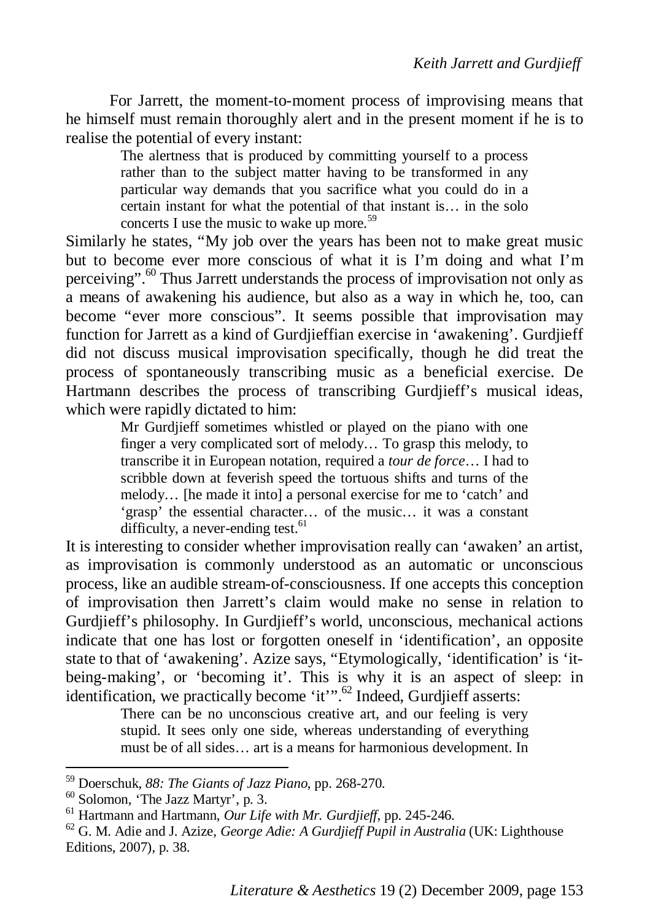For Jarrett, the moment-to-moment process of improvising means that he himself must remain thoroughly alert and in the present moment if he is to realise the potential of every instant:

> The alertness that is produced by committing yourself to a process rather than to the subject matter having to be transformed in any particular way demands that you sacrifice what you could do in a certain instant for what the potential of that instant is… in the solo concerts I use the music to wake up more.[59]

Similarly he states, "My job over the years has been not to make great music but to become ever more conscious of what it is I'm doing and what I'm perceiving".[60] Thus Jarrett understands the process of improvisation not only as a means of awakening his audience, but also as a way in which he, too, can become "ever more conscious". It seems possible that improvisation may function for Jarrett as a kind of Gurdjieffian exercise in 'awakening'. Gurdjieff did not discuss musical improvisation specifically, though he did treat the process of spontaneously transcribing music as a beneficial exercise. De Hartmann describes the process of transcribing Gurdjieff's musical ideas, which were rapidly dictated to him:

> Mr Gurdjieff sometimes whistled or played on the piano with one finger a very complicated sort of melody… To grasp this melody, to transcribe it in European notation, required a *tour de force*… I had to scribble down at feverish speed the tortuous shifts and turns of the melody… [he made it into] a personal exercise for me to 'catch' and 'grasp' the essential character… of the music… it was a constant difficulty, a never-ending test.[61]

It is interesting to consider whether improvisation really can 'awaken' an artist, as improvisation is commonly understood as an automatic or unconscious process, like an audible stream-of-consciousness. If one accepts this conception of improvisation then Jarrett's claim would make no sense in relation to Gurdjieff's philosophy. In Gurdjieff's world, unconscious, mechanical actions indicate that one has lost or forgotten oneself in 'identification', an opposite state to that of 'awakening'. Azize says, "Etymologically, 'identification' is 'it-being-making', or 'becoming it'. This is why it is an aspect of sleep: in identification, we practically become 'it'".[62] Indeed, Gurdjieff asserts:

> There can be no unconscious creative art, and our feeling is very stupid. It sees only one side, whereas understanding of everything must be of all sides… art is a means for harmonious development. In

---

[59] Doerschuk, *88: The Giants of Jazz Piano*, pp. 268-270.

[60] Solomon, 'The Jazz Martyr', p. 3.

[61] Hartmann and Hartmann, *Our Life with Mr. Gurdjieff*, pp. 245-246.

[62] G. M. Adie and J. Azize, *George Adie: A Gurdjieff Pupil in Australia* (UK: Lighthouse Editions, 2007), p. 38.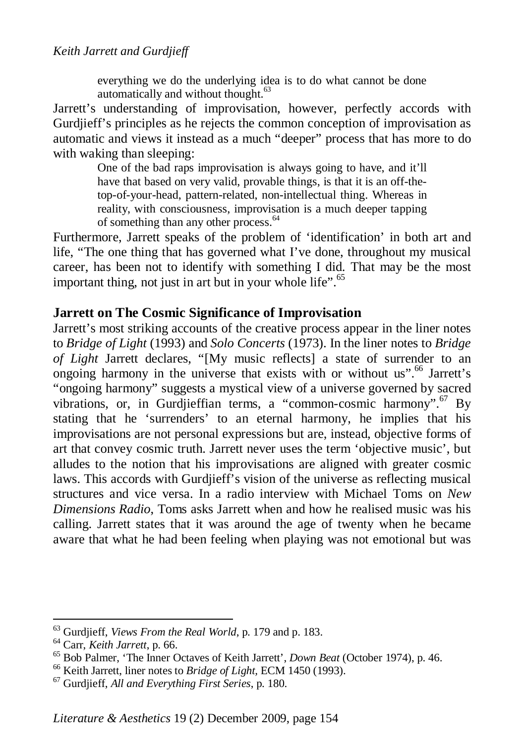> everything we do the underlying idea is to do what cannot be done automatically and without thought.[63]

Jarrett's understanding of improvisation, however, perfectly accords with Gurdjieff's principles as he rejects the common conception of improvisation as automatic and views it instead as a much "deeper" process that has more to do with waking than sleeping:

> One of the bad raps improvisation is always going to have, and it'll have that based on very valid, provable things, is that it is an off-the-top-of-your-head, pattern-related, non-intellectual thing. Whereas in reality, with consciousness, improvisation is a much deeper tapping of something than any other process.[64]

Furthermore, Jarrett speaks of the problem of 'identification' in both art and life, "The one thing that has governed what I've done, throughout my musical career, has been not to identify with something I did. That may be the most important thing, not just in art but in your whole life".[65]

## Jarrett on The Cosmic Significance of Improvisation

Jarrett's most striking accounts of the creative process appear in the liner notes to *Bridge of Light* (1993) and *Solo Concerts* (1973). In the liner notes to *Bridge of Light* Jarrett declares, "[My music reflects] a state of surrender to an ongoing harmony in the universe that exists with or without us".[66] Jarrett's "ongoing harmony" suggests a mystical view of a universe governed by sacred vibrations, or, in Gurdjieffian terms, a "common-cosmic harmony".[67] By stating that he 'surrenders' to an eternal harmony, he implies that his improvisations are not personal expressions but are, instead, objective forms of art that convey cosmic truth. Jarrett never uses the term 'objective music', but alludes to the notion that his improvisations are aligned with greater cosmic laws. This accords with Gurdjieff's vision of the universe as reflecting musical structures and vice versa. In a radio interview with Michael Toms on *New Dimensions Radio*, Toms asks Jarrett when and how he realised music was his calling. Jarrett states that it was around the age of twenty when he became aware that what he had been feeling when playing was not emotional but was

---

[63] Gurdjieff, *Views From the Real World*, p. 179 and p. 183.

[64] Carr, *Keith Jarrett*, p. 66.

[65] Bob Palmer, 'The Inner Octaves of Keith Jarrett', *Down Beat* (October 1974), p. 46.

[66] Keith Jarrett, liner notes to *Bridge of Light*, ECM 1450 (1993).

[67] Gurdjieff, *All and Everything First Series*, p. 180.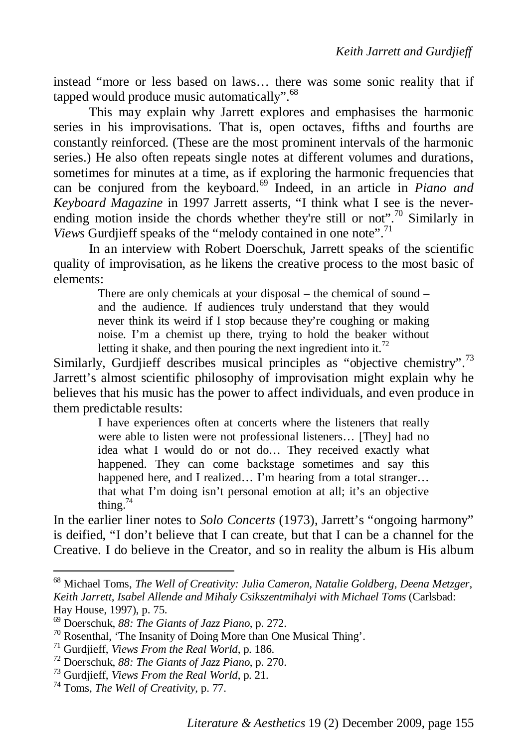instead "more or less based on laws… there was some sonic reality that if tapped would produce music automatically".[68]

This may explain why Jarrett explores and emphasises the harmonic series in his improvisations. That is, open octaves, fifths and fourths are constantly reinforced. (These are the most prominent intervals of the harmonic series.) He also often repeats single notes at different volumes and durations, sometimes for minutes at a time, as if exploring the harmonic frequencies that can be conjured from the keyboard.[69] Indeed, in an article in *Piano and Keyboard Magazine* in 1997 Jarrett asserts, "I think what I see is the never-ending motion inside the chords whether they're still or not".[70] Similarly in *Views* Gurdjieff speaks of the "melody contained in one note".[71]

In an interview with Robert Doerschuk, Jarrett speaks of the scientific quality of improvisation, as he likens the creative process to the most basic of elements:

> There are only chemicals at your disposal – the chemical of sound – and the audience. If audiences truly understand that they would never think its weird if I stop because they're coughing or making noise. I'm a chemist up there, trying to hold the beaker without letting it shake, and then pouring the next ingredient into it.[72]

Similarly, Gurdjieff describes musical principles as "objective chemistry".[73] Jarrett's almost scientific philosophy of improvisation might explain why he believes that his music has the power to affect individuals, and even produce in them predictable results:

> I have experiences often at concerts where the listeners that really were able to listen were not professional listeners… [They] had no idea what I would do or not do… They received exactly what happened. They can come backstage sometimes and say this happened here, and I realized… I'm hearing from a total stranger… that what I'm doing isn't personal emotion at all; it's an objective thing.[74]

In the earlier liner notes to *Solo Concerts* (1973), Jarrett's "ongoing harmony" is deified, "I don't believe that I can create, but that I can be a channel for the Creative. I do believe in the Creator, and so in reality the album is His album

---

[68] Michael Toms, *The Well of Creativity: Julia Cameron, Natalie Goldberg, Deena Metzger, Keith Jarrett, Isabel Allende and Mihaly Csikszentmihalyi with Michael Toms* (Carlsbad: Hay House, 1997), p. 75.

[69] Doerschuk, *88: The Giants of Jazz Piano*, p. 272.

[70] Rosenthal, 'The Insanity of Doing More than One Musical Thing'.

[71] Gurdjieff, *Views From the Real World*, p. 186.

[72] Doerschuk, *88: The Giants of Jazz Piano*, p. 270.

[73] Gurdjieff, *Views From the Real World*, p. 21.

[74] Toms, *The Well of Creativity*, p. 77.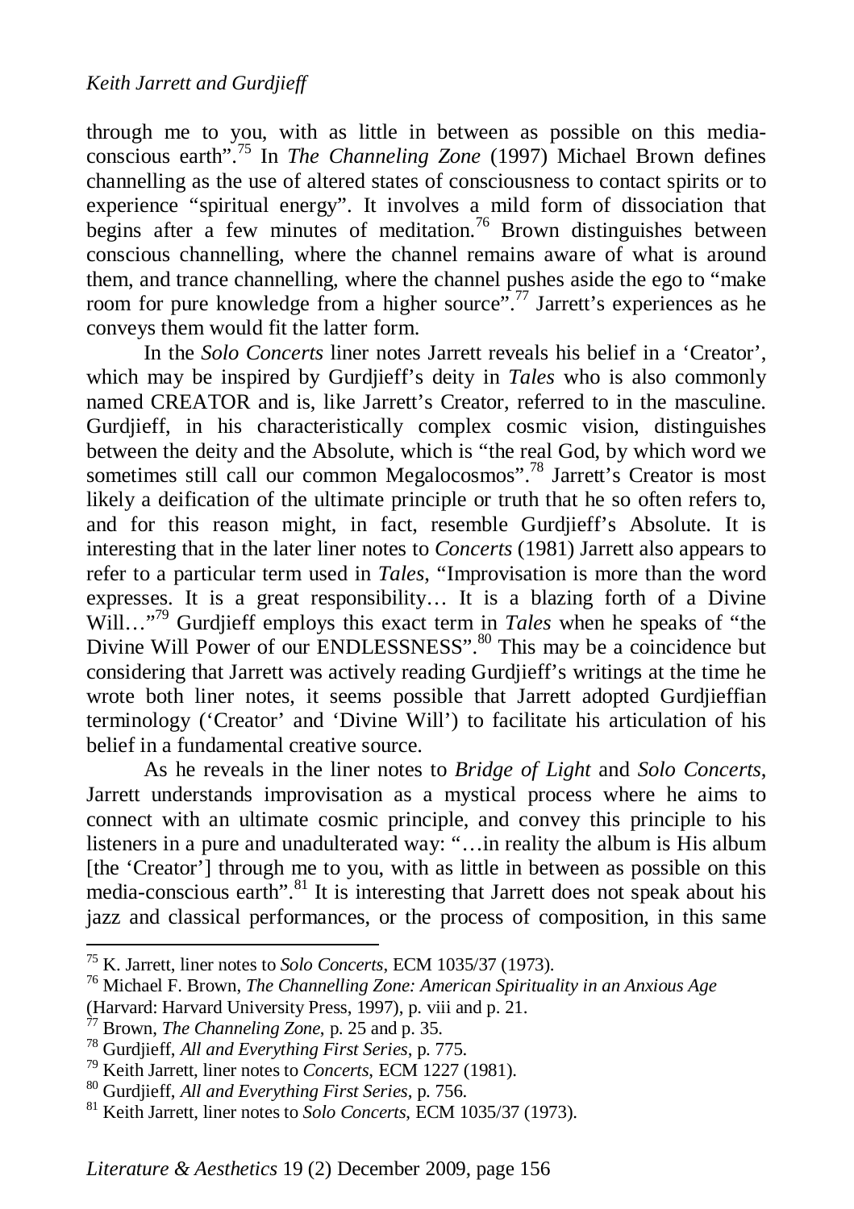through me to you, with as little in between as possible on this media-conscious earth".[75] In *The Channeling Zone* (1997) Michael Brown defines channelling as the use of altered states of consciousness to contact spirits or to experience "spiritual energy". It involves a mild form of dissociation that begins after a few minutes of meditation.[76] Brown distinguishes between conscious channelling, where the channel remains aware of what is around them, and trance channelling, where the channel pushes aside the ego to "make room for pure knowledge from a higher source".[77] Jarrett's experiences as he conveys them would fit the latter form.

In the *Solo Concerts* liner notes Jarrett reveals his belief in a 'Creator', which may be inspired by Gurdjieff's deity in *Tales* who is also commonly named CREATOR and is, like Jarrett's Creator, referred to in the masculine. Gurdjieff, in his characteristically complex cosmic vision, distinguishes between the deity and the Absolute, which is "the real God, by which word we sometimes still call our common Megalocosmos".[78] Jarrett's Creator is most likely a deification of the ultimate principle or truth that he so often refers to, and for this reason might, in fact, resemble Gurdjieff's Absolute. It is interesting that in the later liner notes to *Concerts* (1981) Jarrett also appears to refer to a particular term used in *Tales*, "Improvisation is more than the word expresses. It is a great responsibility… It is a blazing forth of a Divine Will…"[79] Gurdjieff employs this exact term in *Tales* when he speaks of "the Divine Will Power of our ENDLESSNESS".[80] This may be a coincidence but considering that Jarrett was actively reading Gurdjieff's writings at the time he wrote both liner notes, it seems possible that Jarrett adopted Gurdjieffian terminology ('Creator' and 'Divine Will') to facilitate his articulation of his belief in a fundamental creative source.

As he reveals in the liner notes to *Bridge of Light* and *Solo Concerts*, Jarrett understands improvisation as a mystical process where he aims to connect with an ultimate cosmic principle, and convey this principle to his listeners in a pure and unadulterated way: "…in reality the album is His album [the 'Creator'] through me to you, with as little in between as possible on this media-conscious earth".[81] It is interesting that Jarrett does not speak about his jazz and classical performances, or the process of composition, in this same

---

[75] K. Jarrett, liner notes to *Solo Concerts*, ECM 1035/37 (1973).

[76] Michael F. Brown, *The Channelling Zone: American Spirituality in an Anxious Age* (Harvard: Harvard University Press, 1997), p. viii and p. 21.

[77] Brown, *The Channeling Zone*, p. 25 and p. 35.

[78] Gurdjieff, *All and Everything First Series*, p. 775.

[79] Keith Jarrett, liner notes to *Concerts*, ECM 1227 (1981).

[80] Gurdjieff, *All and Everything First Series*, p. 756.

[81] Keith Jarrett, liner notes to *Solo Concerts*, ECM 1035/37 (1973).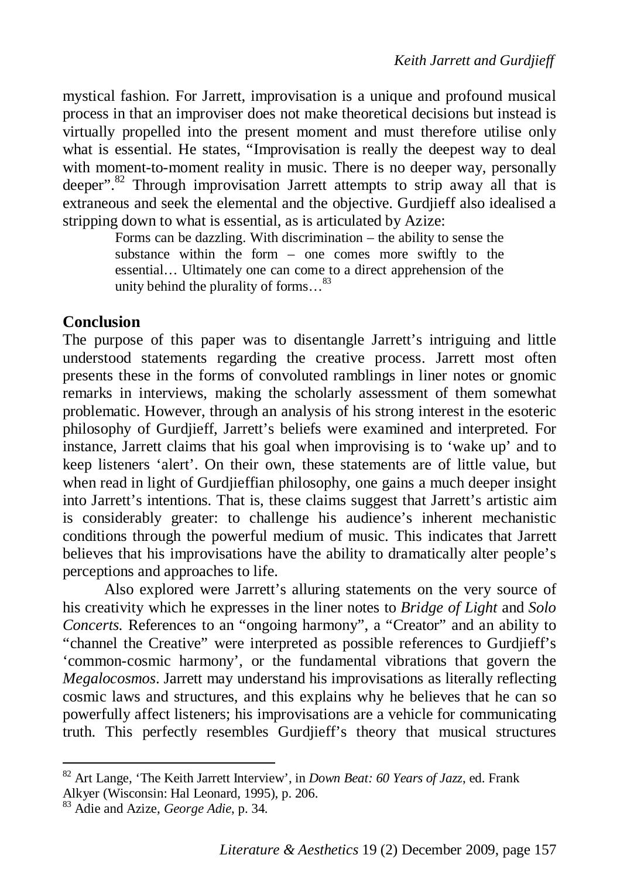mystical fashion. For Jarrett, improvisation is a unique and profound musical process in that an improviser does not make theoretical decisions but instead is virtually propelled into the present moment and must therefore utilise only what is essential. He states, "Improvisation is really the deepest way to deal with moment-to-moment reality in music. There is no deeper way, personally deeper".[82] Through improvisation Jarrett attempts to strip away all that is extraneous and seek the elemental and the objective. Gurdjieff also idealised a stripping down to what is essential, as is articulated by Azize:

> Forms can be dazzling. With discrimination – the ability to sense the substance within the form – one comes more swiftly to the essential… Ultimately one can come to a direct apprehension of the unity behind the plurality of forms…[83]

## Conclusion

The purpose of this paper was to disentangle Jarrett's intriguing and little understood statements regarding the creative process. Jarrett most often presents these in the forms of convoluted ramblings in liner notes or gnomic remarks in interviews, making the scholarly assessment of them somewhat problematic. However, through an analysis of his strong interest in the esoteric philosophy of Gurdjieff, Jarrett's beliefs were examined and interpreted. For instance, Jarrett claims that his goal when improvising is to 'wake up' and to keep listeners 'alert'. On their own, these statements are of little value, but when read in light of Gurdjieffian philosophy, one gains a much deeper insight into Jarrett's intentions. That is, these claims suggest that Jarrett's artistic aim is considerably greater: to challenge his audience's inherent mechanistic conditions through the powerful medium of music. This indicates that Jarrett believes that his improvisations have the ability to dramatically alter people's perceptions and approaches to life.

Also explored were Jarrett's alluring statements on the very source of his creativity which he expresses in the liner notes to *Bridge of Light* and *Solo Concerts.* References to an "ongoing harmony", a "Creator" and an ability to "channel the Creative" were interpreted as possible references to Gurdjieff's 'common-cosmic harmony', or the fundamental vibrations that govern the *Megalocosmos*. Jarrett may understand his improvisations as literally reflecting cosmic laws and structures, and this explains why he believes that he can so powerfully affect listeners; his improvisations are a vehicle for communicating truth. This perfectly resembles Gurdjieff's theory that musical structures

---

[82] Art Lange, 'The Keith Jarrett Interview', in *Down Beat: 60 Years of Jazz*, ed. Frank Alkyer (Wisconsin: Hal Leonard, 1995), p. 206.

[83] Adie and Azize, *George Adie*, p. 34.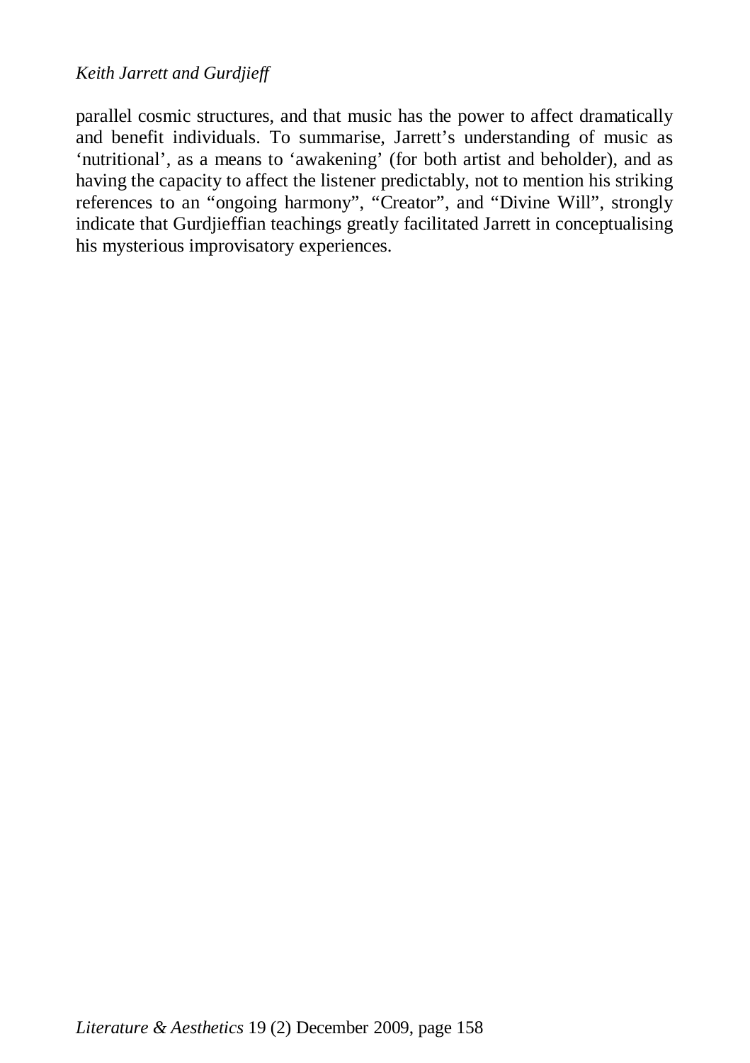parallel cosmic structures, and that music has the power to affect dramatically and benefit individuals. To summarise, Jarrett's understanding of music as 'nutritional', as a means to 'awakening' (for both artist and beholder), and as having the capacity to affect the listener predictably, not to mention his striking references to an "ongoing harmony", "Creator", and "Divine Will", strongly indicate that Gurdjieffian teachings greatly facilitated Jarrett in conceptualising his mysterious improvisatory experiences.